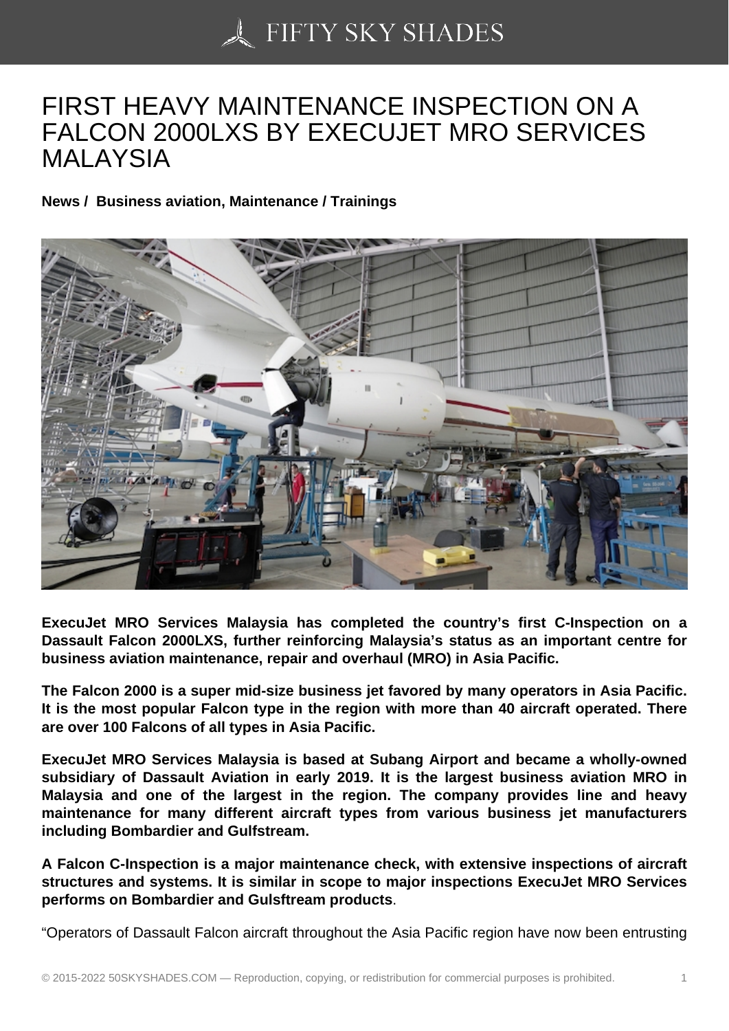# FIRST HEAVY MAINTENANCE INSPECTION ON A FALCON 2000LXS BY EXECUJET MRO SERVICES MALAYSIA

**News / Business aviation, Maintenance / Trainings**

**ExecuJet MRO Services Malaysia has completed the country's first C-Inspection on a Dassault Falcon 2000LXS, further reinforcing Malaysia's status as an important centre for business aviation maintenance, repair and overhaul (MRO) in Asia Pacific.**

**The Falcon 2000 is a super mid-size business jet favored by many operators in Asia Pacific. It is the most popular Falcon type in the region with more than 40 aircraft operated. There are over 100 Falcons of all types in Asia Pacific.**

**ExecuJet MRO Services Malaysia is based at Subang Airport and became a wholly-owned subsidiary of Dassault Aviation in early 2019. It is the largest business aviation MRO in Malaysia and one of the largest in the region. The company provides line and heavy maintenance for many different aircraft types from various business jet manufacturers including Bombardier and Gulfstream.**

**A Falcon C-Inspection is a major maintenance check, with extensive inspections of aircraft structures and systems. It is similar in scope to major inspections ExecuJet MRO Services performs on Bombardier and Gulsftream products**.

"Operators of Dassault Falcon aircraft throughout the Asia Pacific region have now been entrusting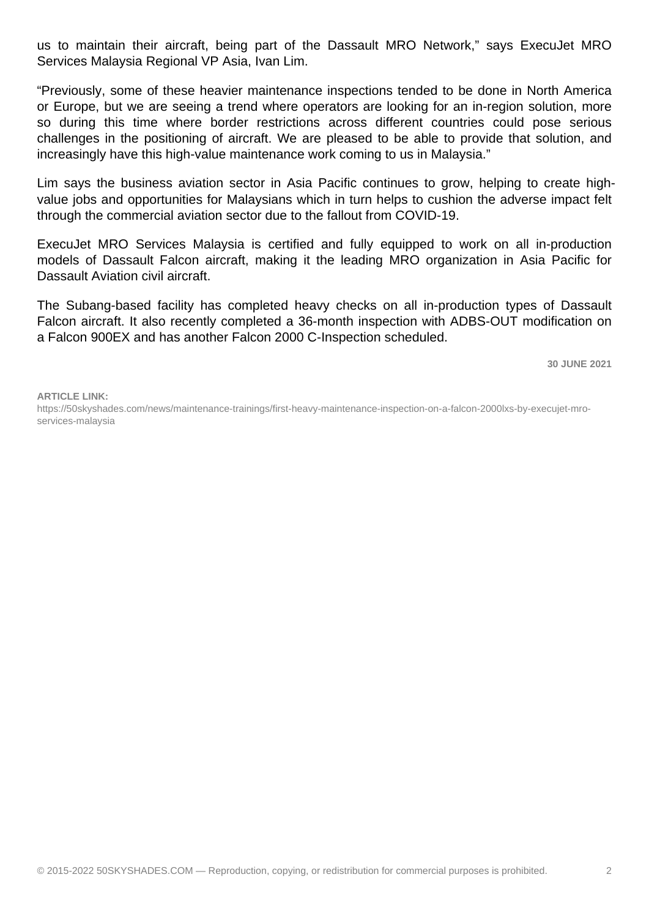us to maintain their aircraft, being part of the Dassault MRO Network," says ExecuJet MRO Services Malaysia Regional VP Asia, Ivan Lim.

"Previously, some of these heavier maintenance inspections tended to be done in North America or Europe, but we are seeing a trend where operators are looking for an in-region solution, more so during this time where border restrictions across different countries could pose serious challenges in the positioning of aircraft. We are pleased to be able to provide that solution, and increasingly have this high-value maintenance work coming to us in Malaysia."

Lim says the business aviation sector in Asia Pacific continues to grow, helping to create high-value jobs and opportunities for Malaysians which in turn helps to cushion the adverse impact felt through the commercial aviation sector due to the fallout from COVID-19.

ExecuJet MRO Services Malaysia is certified and fully equipped to work on all in-production models of Dassault Falcon aircraft, making it the leading MRO organization in Asia Pacific for Dassault Aviation civil aircraft.

The Subang-based facility has completed heavy checks on all in-production types of Dassault Falcon aircraft. It also recently completed a 36-month inspection with ADBS-OUT modification on a Falcon 900EX and has another Falcon 2000 C-Inspection scheduled.

**30 JUNE 2021**

**ARTICLE LINK:**
https://50skyshades.com/news/maintenance-trainings/first-heavy-maintenance-inspection-on-a-falcon-2000lxs-by-execujet-mro-services-malaysia

© 2015-2022 50SKYSHADES.COM — Reproduction, copying, or redistribution for commercial purposes is prohibited.